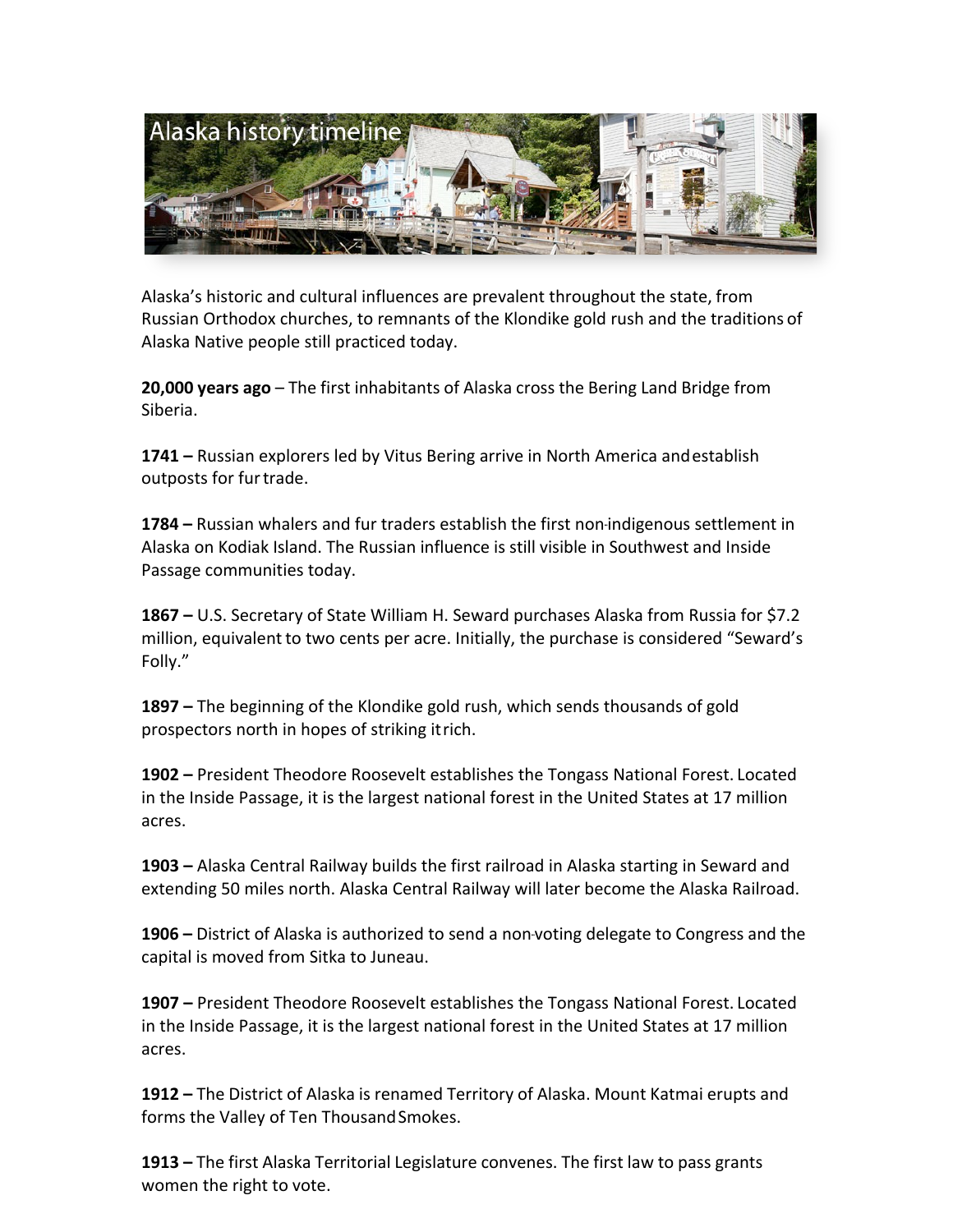# Alaska history timeline

Alaska's historic and cultural influences are prevalent throughout the state, from Russian Orthodox churches, to remnants of the Klondike gold rush and the traditions of Alaska Native people still practiced today.

**20,000 years ago** – The first inhabitants of Alaska cross the Bering Land Bridge from Siberia.

**1741 –** Russian explorers led by Vitus Bering arrive in North America and establish outposts for fur trade.

**1784 –** Russian whalers and fur traders establish the first non-indigenous settlement in Alaska on Kodiak Island. The Russian influence is still visible in Southwest and Inside Passage communities today.

**1867 –** U.S. Secretary of State William H. Seward purchases Alaska from Russia for $7.2 million, equivalent to two cents per acre. Initially, the purchase is considered "Seward's Folly."

**1897 –** The beginning of the Klondike gold rush, which sends thousands of gold prospectors north in hopes of striking it rich.

**1902 –** President Theodore Roosevelt establishes the Tongass National Forest. Located in the Inside Passage, it is the largest national forest in the United States at 17 million acres.

**1903 –** Alaska Central Railway builds the first railroad in Alaska starting in Seward and extending 50 miles north. Alaska Central Railway will later become the Alaska Railroad.

**1906 –** District of Alaska is authorized to send a non-voting delegate to Congress and the capital is moved from Sitka to Juneau.

**1907 –** President Theodore Roosevelt establishes the Tongass National Forest. Located in the Inside Passage, it is the largest national forest in the United States at 17 million acres.

**1912 –** The District of Alaska is renamed Territory of Alaska. Mount Katmai erupts and forms the Valley of Ten Thousand Smokes.

**1913 –** The first Alaska Territorial Legislature convenes. The first law to pass grants women the right to vote.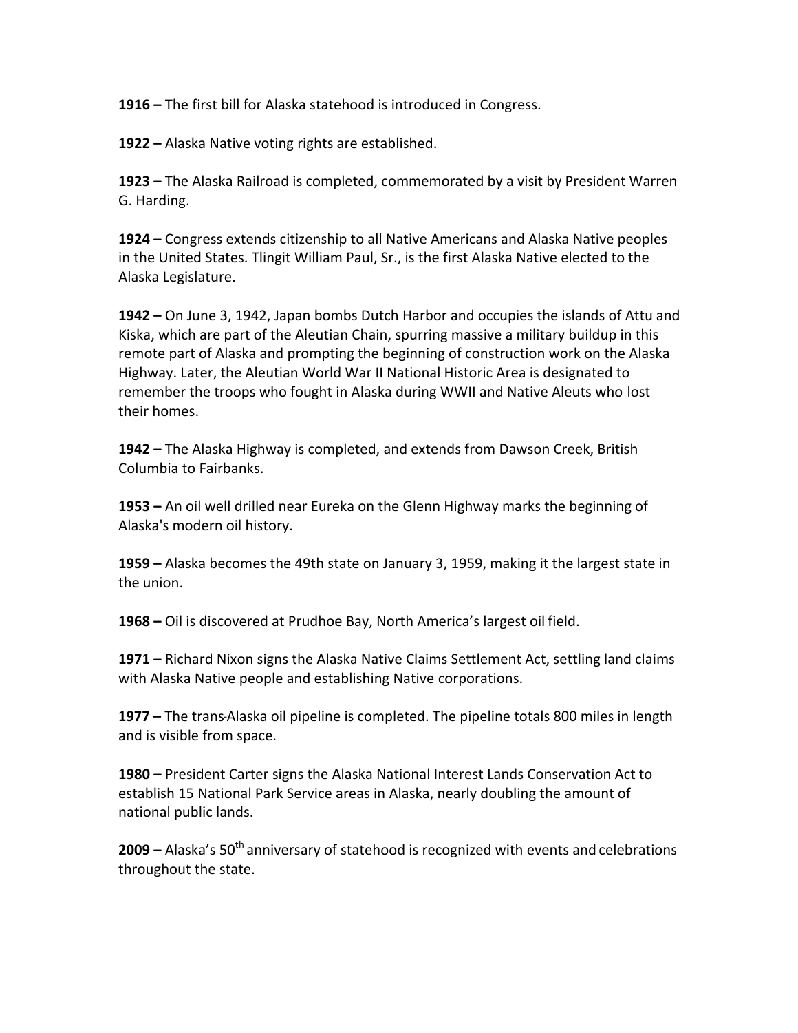**1916 –** The first bill for Alaska statehood is introduced in Congress.

**1922 –** Alaska Native voting rights are established.

**1923 –** The Alaska Railroad is completed, commemorated by a visit by President Warren G. Harding.

**1924 –** Congress extends citizenship to all Native Americans and Alaska Native peoples in the United States. Tlingit William Paul, Sr., is the first Alaska Native elected to the Alaska Legislature.

**1942 –** On June 3, 1942, Japan bombs Dutch Harbor and occupies the islands of Attu and Kiska, which are part of the Aleutian Chain, spurring massive a military buildup in this remote part of Alaska and prompting the beginning of construction work on the Alaska Highway. Later, the Aleutian World War II National Historic Area is designated to remember the troops who fought in Alaska during WWII and Native Aleuts who lost their homes.

**1942 –** The Alaska Highway is completed, and extends from Dawson Creek, British Columbia to Fairbanks.

**1953 –** An oil well drilled near Eureka on the Glenn Highway marks the beginning of Alaska's modern oil history.

**1959 –** Alaska becomes the 49th state on January 3, 1959, making it the largest state in the union.

**1968 –** Oil is discovered at Prudhoe Bay, North America's largest oil field.

**1971 –** Richard Nixon signs the Alaska Native Claims Settlement Act, settling land claims with Alaska Native people and establishing Native corporations.

**1977 –** The trans-Alaska oil pipeline is completed. The pipeline totals 800 miles in length and is visible from space.

**1980 –** President Carter signs the Alaska National Interest Lands Conservation Act to establish 15 National Park Service areas in Alaska, nearly doubling the amount of national public lands.

**2009 –** Alaska's 50th anniversary of statehood is recognized with events and celebrations throughout the state.